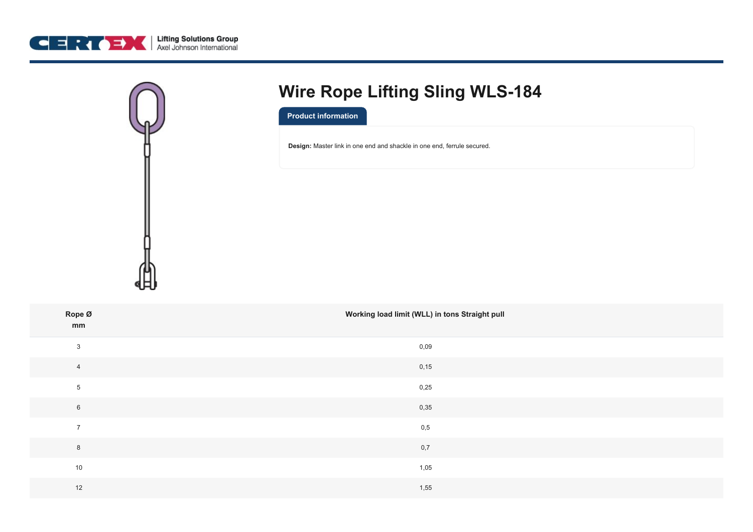# Wire Rope Lifting Sling WLS-184

## Product information

**Design:** Master link in one end and shackle in one end, ferrule secured.

| Rope Ø mm | Working load limit (WLL) in tons Straight pull |
|---|---|
| 3 | 0,09 |
| 4 | 0,15 |
| 5 | 0,25 |
| 6 | 0,35 |
| 7 | 0,5 |
| 8 | 0,7 |
| 10 | 1,05 |
| 12 | 1,55 |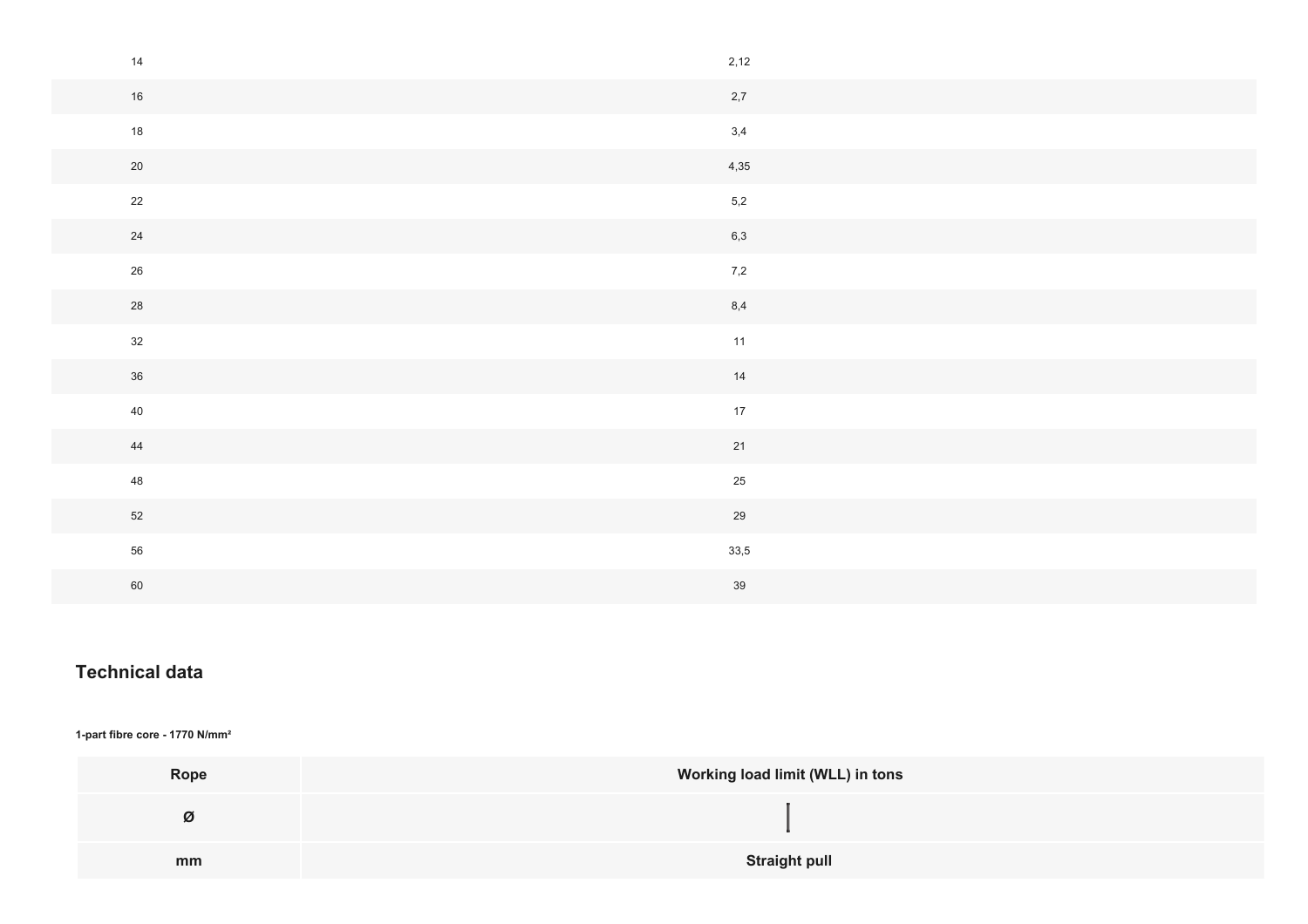| | |
|---|---|
| 14 | 2,12 |
| 16 | 2,7 |
| 18 | 3,4 |
| 20 | 4,35 |
| 22 | 5,2 |
| 24 | 6,3 |
| 26 | 7,2 |
| 28 | 8,4 |
| 32 | 11 |
| 36 | 14 |
| 40 | 17 |
| 44 | 21 |
| 48 | 25 |
| 52 | 29 |
| 56 | 33,5 |
| 60 | 39 |

## Technical data

**1-part fibre core - 1770 N/mm²**

| Rope | Working load limit (WLL) in tons |
|---|---|
| ø | &#124; |
| mm | Straight pull |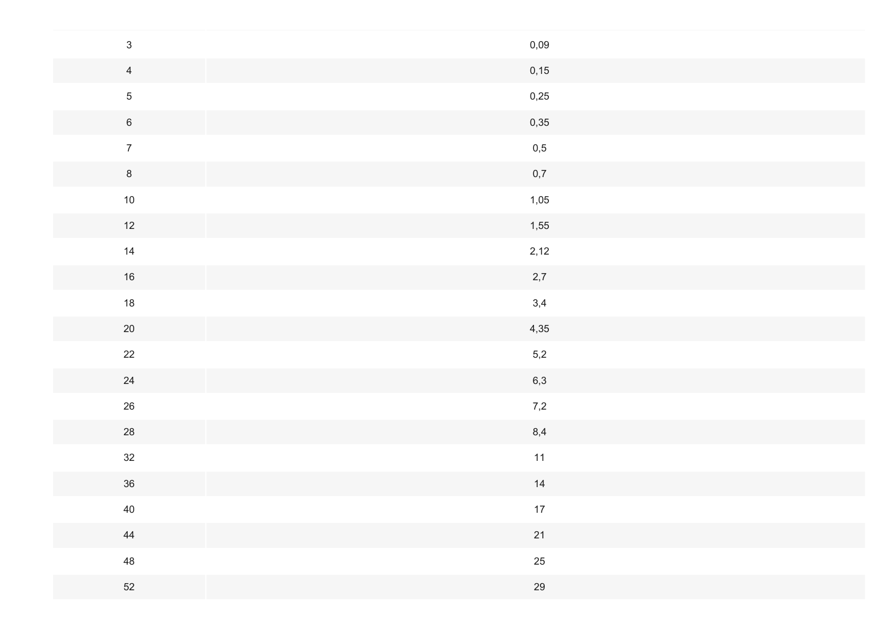| | |
|---|---|
| 3 | 0,09 |
| 4 | 0,15 |
| 5 | 0,25 |
| 6 | 0,35 |
| 7 | 0,5 |
| 8 | 0,7 |
| 10 | 1,05 |
| 12 | 1,55 |
| 14 | 2,12 |
| 16 | 2,7 |
| 18 | 3,4 |
| 20 | 4,35 |
| 22 | 5,2 |
| 24 | 6,3 |
| 26 | 7,2 |
| 28 | 8,4 |
| 32 | 11 |
| 36 | 14 |
| 40 | 17 |
| 44 | 21 |
| 48 | 25 |
| 52 | 29 |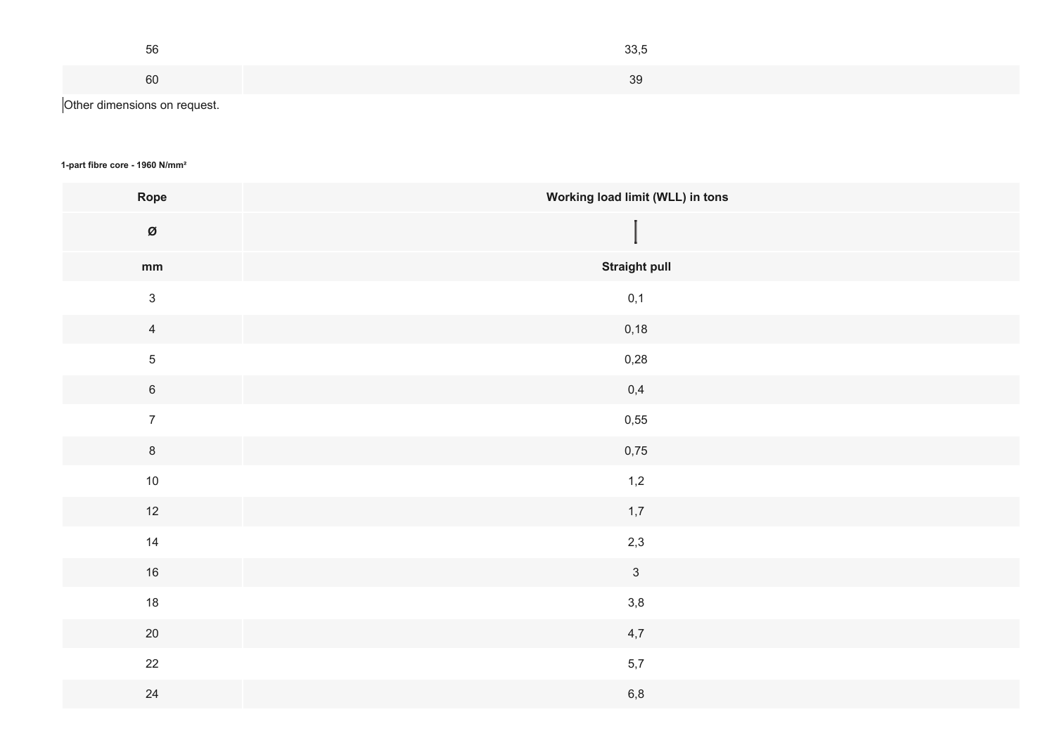| | |
|---|---|
| 56 | 33,5 |
| 60 | 39 |

Other dimensions on request.

**1-part fibre core - 1960 N/mm²**

| Rope | Working load limit (WLL) in tons |
|---|---|
| Ø | |
| mm | Straight pull |
| 3 | 0,1 |
| 4 | 0,18 |
| 5 | 0,28 |
| 6 | 0,4 |
| 7 | 0,55 |
| 8 | 0,75 |
| 10 | 1,2 |
| 12 | 1,7 |
| 14 | 2,3 |
| 16 | 3 |
| 18 | 3,8 |
| 20 | 4,7 |
| 22 | 5,7 |
| 24 | 6,8 |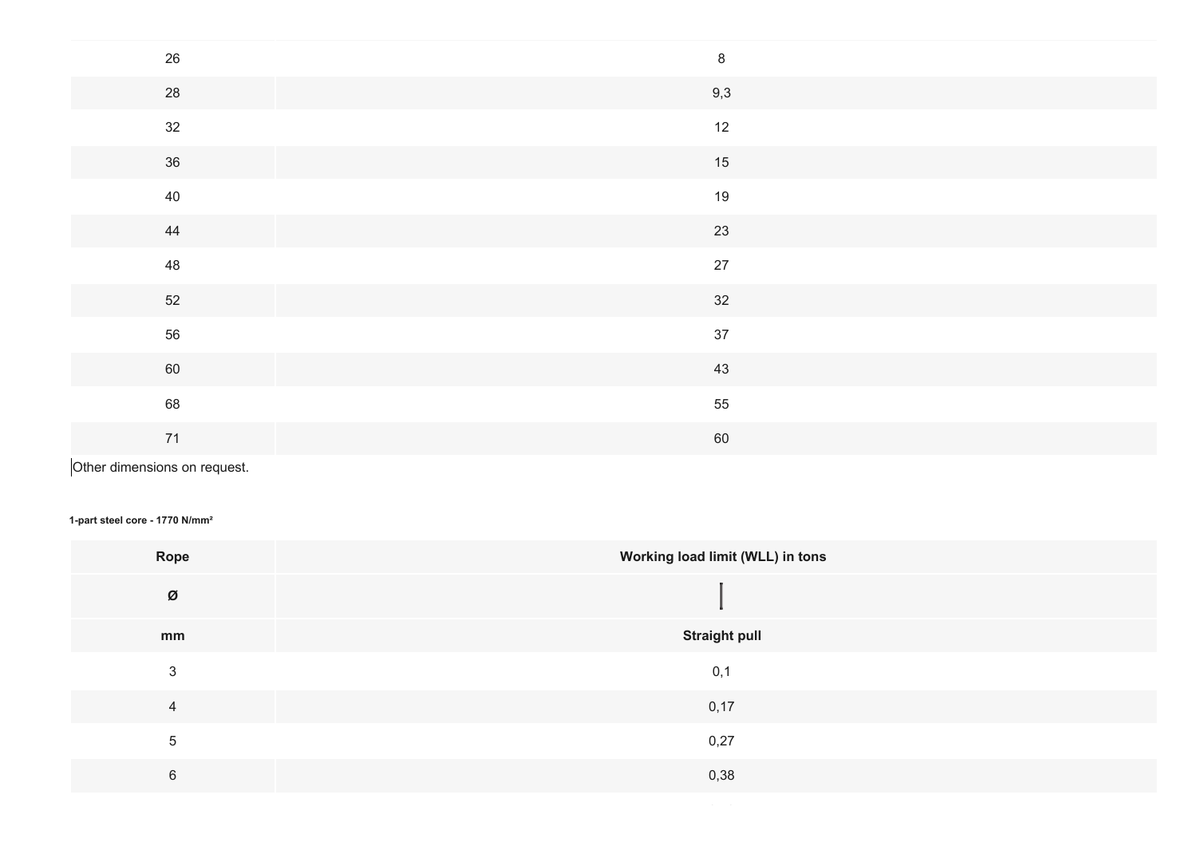| | |
|---|---|
| 26 | 8 |
| 28 | 9,3 |
| 32 | 12 |
| 36 | 15 |
| 40 | 19 |
| 44 | 23 |
| 48 | 27 |
| 52 | 32 |
| 56 | 37 |
| 60 | 43 |
| 68 | 55 |
| 71 | 60 |

Other dimensions on request.

**1-part steel core - 1770 N/mm²**

| Rope | Working load limit (WLL) in tons |
|---|---|
| Ø | |
| mm | Straight pull |
| 3 | 0,1 |
| 4 | 0,17 |
| 5 | 0,27 |
| 6 | 0,38 |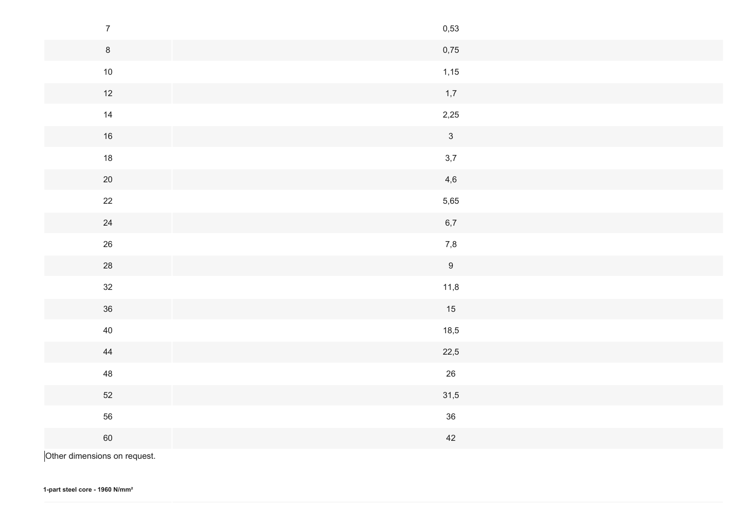| | |
|---|---|
| 7 | 0,53 |
| 8 | 0,75 |
| 10 | 1,15 |
| 12 | 1,7 |
| 14 | 2,25 |
| 16 | 3 |
| 18 | 3,7 |
| 20 | 4,6 |
| 22 | 5,65 |
| 24 | 6,7 |
| 26 | 7,8 |
| 28 | 9 |
| 32 | 11,8 |
| 36 | 15 |
| 40 | 18,5 |
| 44 | 22,5 |
| 48 | 26 |
| 52 | 31,5 |
| 56 | 36 |
| 60 | 42 |

Other dimensions on request.

**1-part steel core - 1960 N/mm²**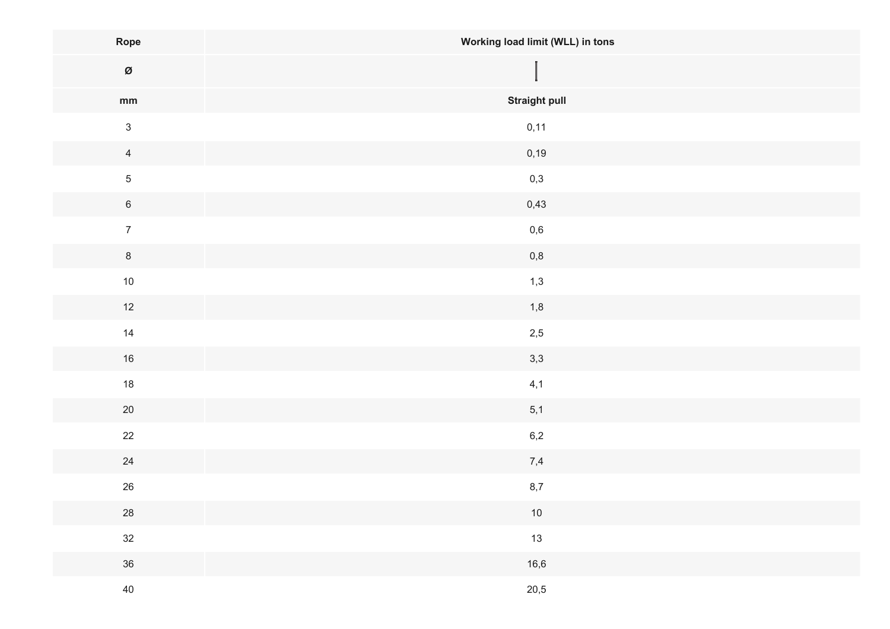| Rope | Working load limit (WLL) in tons |
|---|---|
| Ø | |
| mm | Straight pull |
| 3 | 0,11 |
| 4 | 0,19 |
| 5 | 0,3 |
| 6 | 0,43 |
| 7 | 0,6 |
| 8 | 0,8 |
| 10 | 1,3 |
| 12 | 1,8 |
| 14 | 2,5 |
| 16 | 3,3 |
| 18 | 4,1 |
| 20 | 5,1 |
| 22 | 6,2 |
| 24 | 7,4 |
| 26 | 8,7 |
| 28 | 10 |
| 32 | 13 |
| 36 | 16,6 |
| 40 | 20,5 |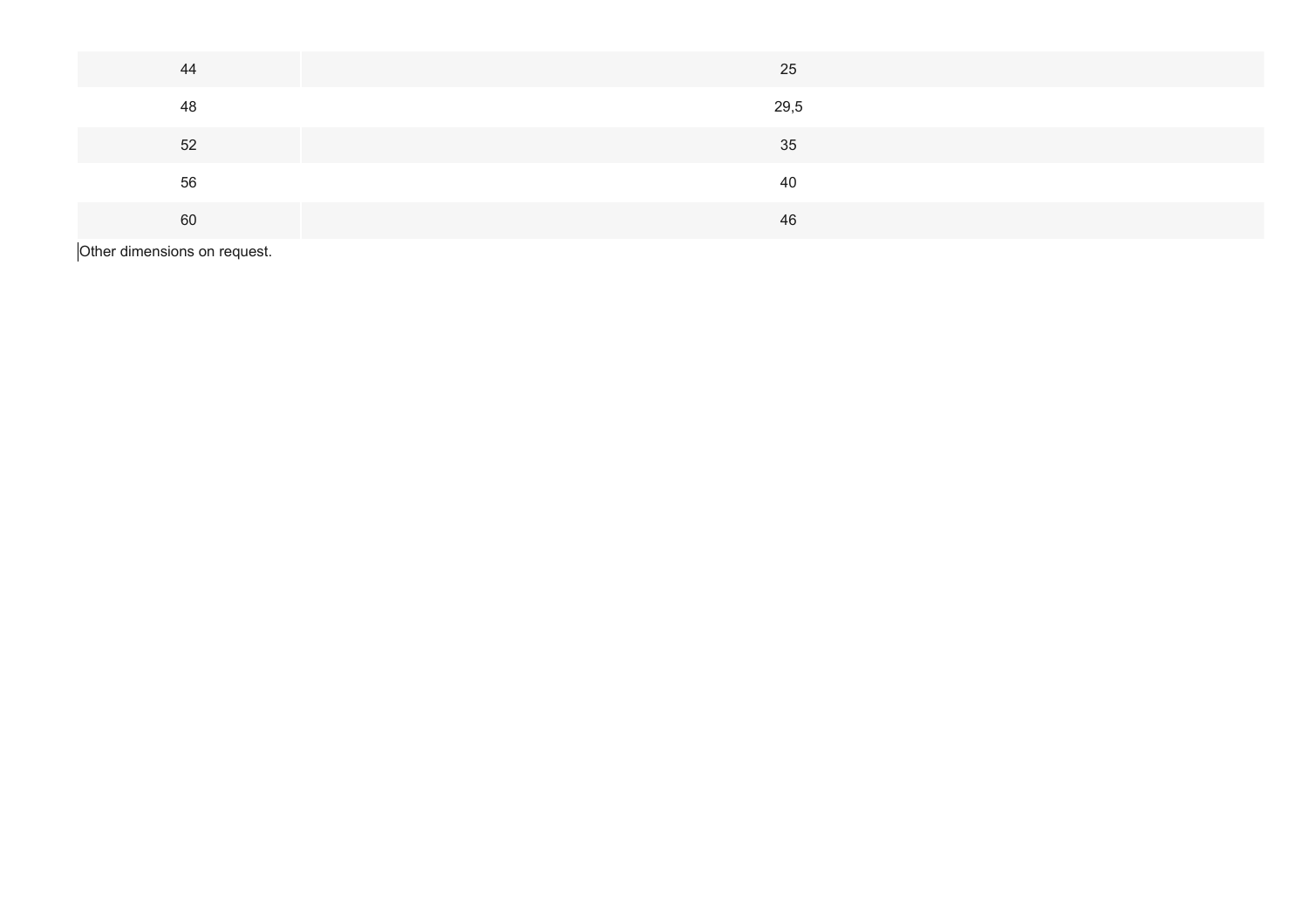| | |
|---|---|
| 44 | 25 |
| 48 | 29,5 |
| 52 | 35 |
| 56 | 40 |
| 60 | 46 |

Other dimensions on request.